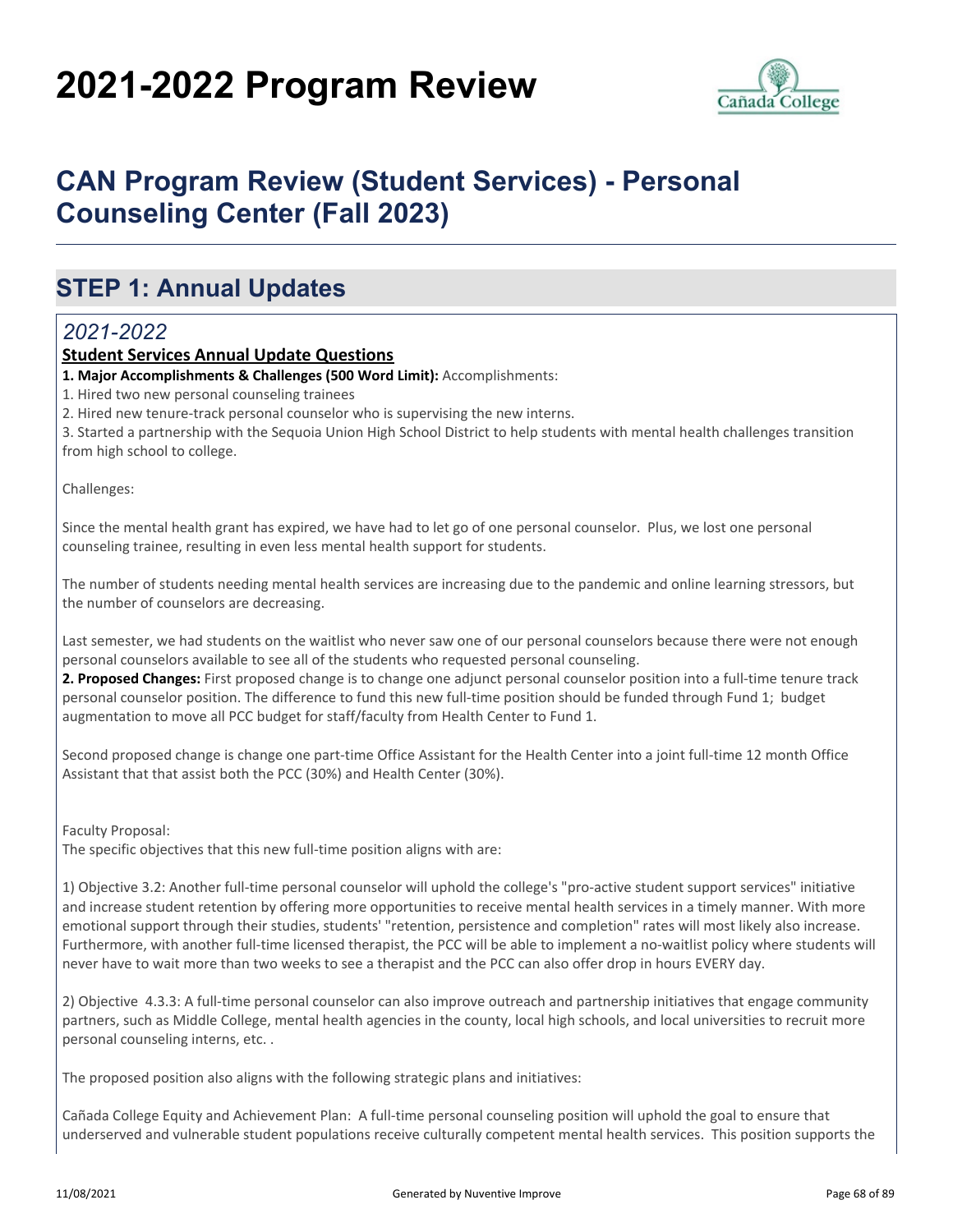# 2021-2022 Program Review

## CAN Program Review (Student Services) - Personal Counseling Center (Fall 2023)

## STEP 1: Annual Updates

### *2021-2022*

**Student Services Annual Update Questions**

**1. Major Accomplishments & Challenges (500 Word Limit):** Accomplishments:

1. Hired two new personal counseling trainees
2. Hired new tenure-track personal counselor who is supervising the new interns.
3. Started a partnership with the Sequoia Union High School District to help students with mental health challenges transition from high school to college.

Challenges:

Since the mental health grant has expired, we have had to let go of one personal counselor. Plus, we lost one personal counseling trainee, resulting in even less mental health support for students.

The number of students needing mental health services are increasing due to the pandemic and online learning stressors, but the number of counselors are decreasing.

Last semester, we had students on the waitlist who never saw one of our personal counselors because there were not enough personal counselors available to see all of the students who requested personal counseling.

**2. Proposed Changes:** First proposed change is to change one adjunct personal counselor position into a full-time tenure track personal counselor position. The difference to fund this new full-time position should be funded through Fund 1; budget augmentation to move all PCC budget for staff/faculty from Health Center to Fund 1.

Second proposed change is change one part-time Office Assistant for the Health Center into a joint full-time 12 month Office Assistant that that assist both the PCC (30%) and Health Center (30%).

Faculty Proposal:
The specific objectives that this new full-time position aligns with are:

1) Objective 3.2: Another full-time personal counselor will uphold the college's "pro-active student support services" initiative and increase student retention by offering more opportunities to receive mental health services in a timely manner. With more emotional support through their studies, students' "retention, persistence and completion" rates will most likely also increase. Furthermore, with another full-time licensed therapist, the PCC will be able to implement a no-waitlist policy where students will never have to wait more than two weeks to see a therapist and the PCC can also offer drop in hours EVERY day.

2) Objective 4.3.3: A full-time personal counselor can also improve outreach and partnership initiatives that engage community partners, such as Middle College, mental health agencies in the county, local high schools, and local universities to recruit more personal counseling interns, etc. .

The proposed position also aligns with the following strategic plans and initiatives:

Cañada College Equity and Achievement Plan: A full-time personal counseling position will uphold the goal to ensure that underserved and vulnerable student populations receive culturally competent mental health services. This position supports the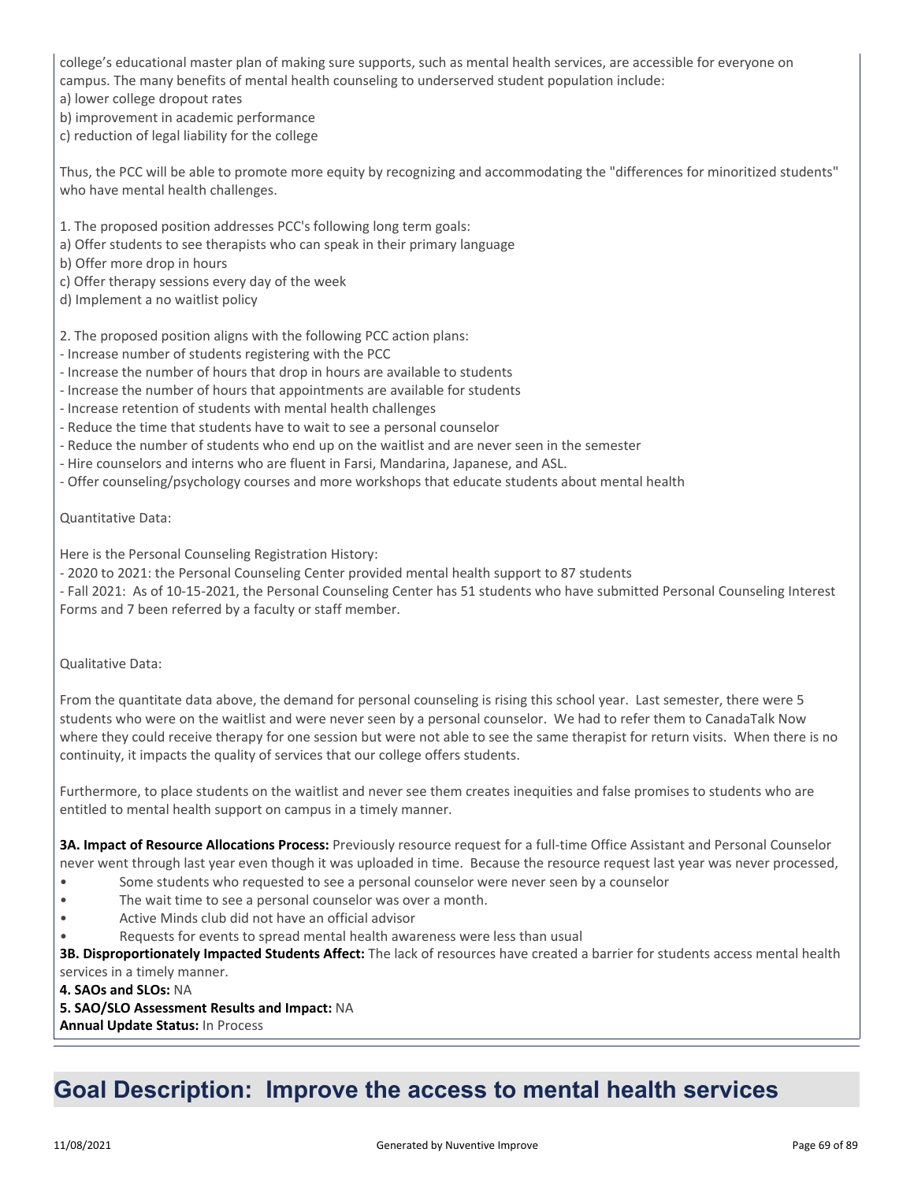college's educational master plan of making sure supports, such as mental health services, are accessible for everyone on campus. The many benefits of mental health counseling to underserved student population include:
a) lower college dropout rates
b) improvement in academic performance
c) reduction of legal liability for the college

Thus, the PCC will be able to promote more equity by recognizing and accommodating the "differences for minoritized students" who have mental health challenges.

1. The proposed position addresses PCC's following long term goals:
a) Offer students to see therapists who can speak in their primary language
b) Offer more drop in hours
c) Offer therapy sessions every day of the week
d) Implement a no waitlist policy

2. The proposed position aligns with the following PCC action plans:
- Increase number of students registering with the PCC
- Increase the number of hours that drop in hours are available to students
- Increase the number of hours that appointments are available for students
- Increase retention of students with mental health challenges
- Reduce the time that students have to wait to see a personal counselor
- Reduce the number of students who end up on the waitlist and are never seen in the semester
- Hire counselors and interns who are fluent in Farsi, Mandarina, Japanese, and ASL.
- Offer counseling/psychology courses and more workshops that educate students about mental health

Quantitative Data:

Here is the Personal Counseling Registration History:
- 2020 to 2021: the Personal Counseling Center provided mental health support to 87 students
- Fall 2021: As of 10-15-2021, the Personal Counseling Center has 51 students who have submitted Personal Counseling Interest Forms and 7 been referred by a faculty or staff member.

Qualitative Data:

From the quantitate data above, the demand for personal counseling is rising this school year. Last semester, there were 5 students who were on the waitlist and were never seen by a personal counselor. We had to refer them to CanadaTalk Now where they could receive therapy for one session but were not able to see the same therapist for return visits. When there is no continuity, it impacts the quality of services that our college offers students.

Furthermore, to place students on the waitlist and never see them creates inequities and false promises to students who are entitled to mental health support on campus in a timely manner.

**3A. Impact of Resource Allocations Process:** Previously resource request for a full-time Office Assistant and Personal Counselor never went through last year even though it was uploaded in time. Because the resource request last year was never processed,
- Some students who requested to see a personal counselor were never seen by a counselor
- The wait time to see a personal counselor was over a month.
- Active Minds club did not have an official advisor
- Requests for events to spread mental health awareness were less than usual

**3B. Disproportionately Impacted Students Affect:** The lack of resources have created a barrier for students access mental health services in a timely manner.
**4. SAOs and SLOs:** NA
**5. SAO/SLO Assessment Results and Impact:** NA
**Annual Update Status:** In Process

# Goal Description: Improve the access to mental health services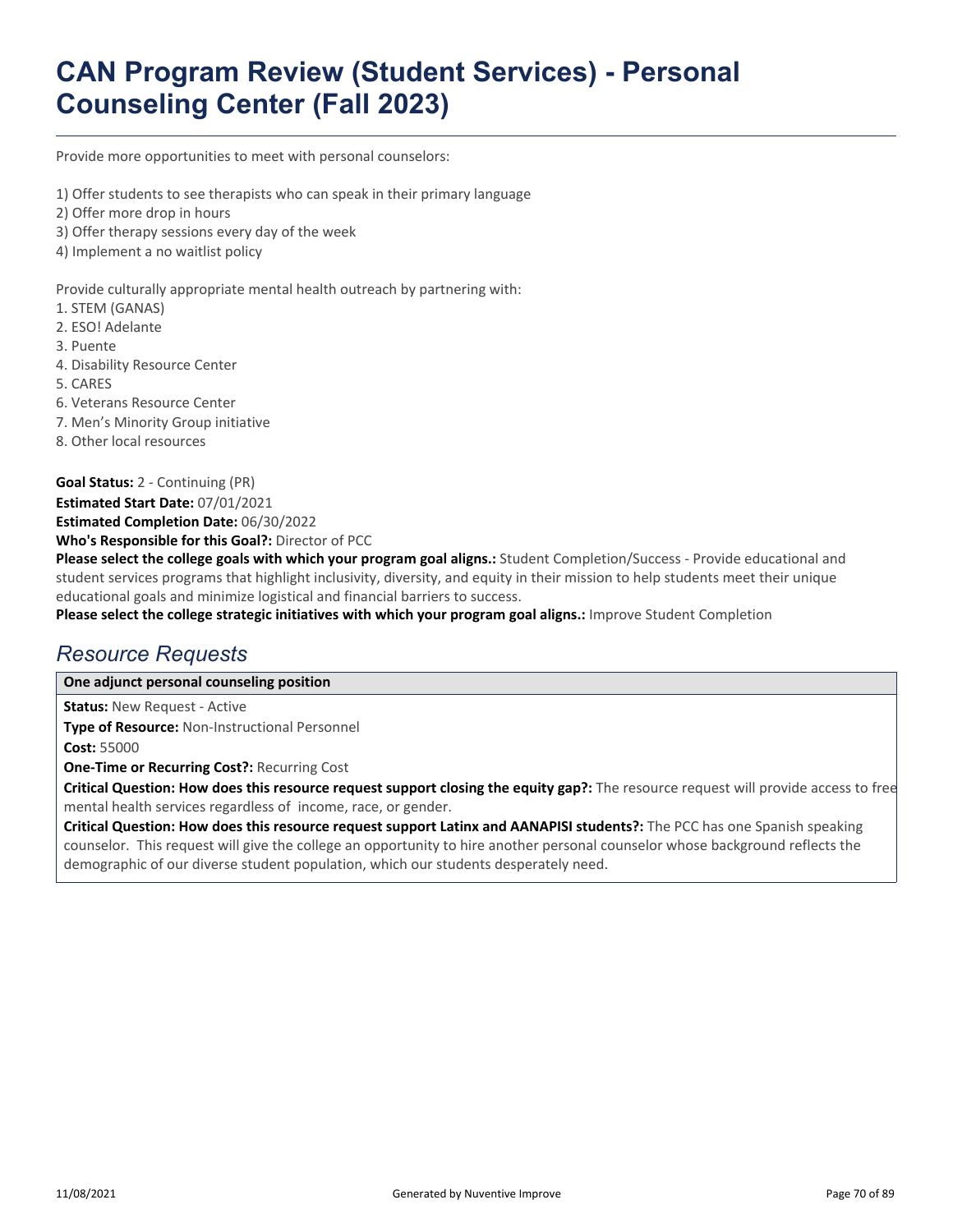# CAN Program Review (Student Services) - Personal Counseling Center (Fall 2023)

Provide more opportunities to meet with personal counselors:

1) Offer students to see therapists who can speak in their primary language
2) Offer more drop in hours
3) Offer therapy sessions every day of the week
4) Implement a no waitlist policy

Provide culturally appropriate mental health outreach by partnering with:

1. STEM (GANAS)
2. ESO! Adelante
3. Puente
4. Disability Resource Center
5. CARES
6. Veterans Resource Center
7. Men's Minority Group initiative
8. Other local resources

**Goal Status:** 2 - Continuing (PR)
**Estimated Start Date:** 07/01/2021
**Estimated Completion Date:** 06/30/2022
**Who's Responsible for this Goal?:** Director of PCC
**Please select the college goals with which your program goal aligns.:** Student Completion/Success - Provide educational and student services programs that highlight inclusivity, diversity, and equity in their mission to help students meet their unique educational goals and minimize logistical and financial barriers to success.
**Please select the college strategic initiatives with which your program goal aligns.:** Improve Student Completion

## *Resource Requests*

**One adjunct personal counseling position**

**Status:** New Request - Active
**Type of Resource:** Non-Instructional Personnel
**Cost:** 55000
**One-Time or Recurring Cost?:** Recurring Cost
**Critical Question: How does this resource request support closing the equity gap?:** The resource request will provide access to free mental health services regardless of income, race, or gender.
**Critical Question: How does this resource request support Latinx and AANAPISI students?:** The PCC has one Spanish speaking counselor. This request will give the college an opportunity to hire another personal counselor whose background reflects the demographic of our diverse student population, which our students desperately need.